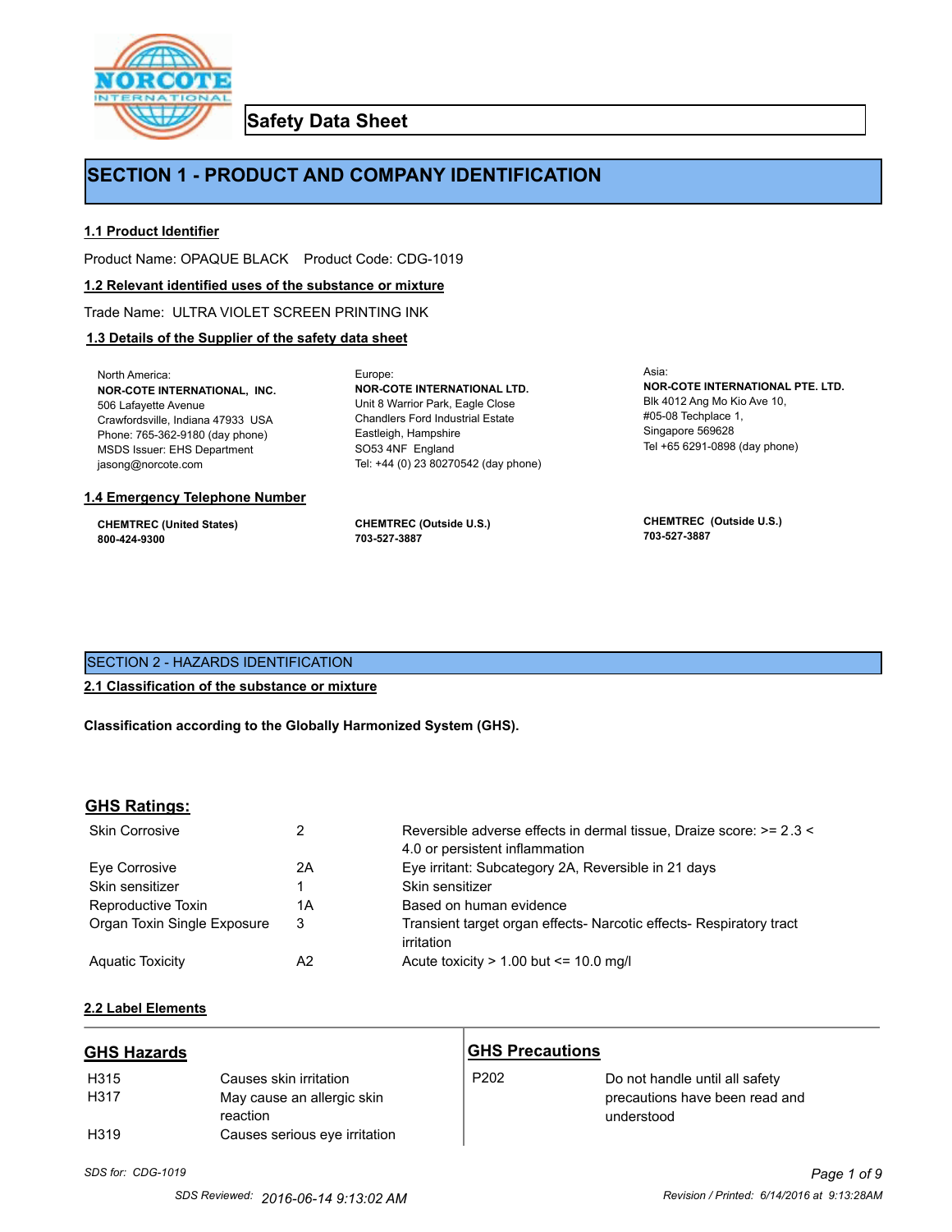# Safety Data Sheet

## SECTION 1 - PRODUCT AND COMPANY IDENTIFICATION

### 1.1 Product Identifier

Product Name: OPAQUE BLACK    Product Code: CDG-1019

### 1.2 Relevant identified uses of the substance or mixture

Trade Name: ULTRA VIOLET SCREEN PRINTING INK

### 1.3 Details of the Supplier of the safety data sheet

North America:
**NOR-COTE INTERNATIONAL, INC.**
506 Lafayette Avenue
Crawfordsville, Indiana 47933 USA
Phone: 765-362-9180 (day phone)
MSDS Issuer: EHS Department
jasong@norcote.com

Europe:
**NOR-COTE INTERNATIONAL LTD.**
Unit 8 Warrior Park, Eagle Close
Chandlers Ford Industrial Estate
Eastleigh, Hampshire
SO53 4NF England
Tel: +44 (0) 23 80270542 (day phone)

Asia:
**NOR-COTE INTERNATIONAL PTE. LTD.**
Blk 4012 Ang Mo Kio Ave 10,
#05-08 Techplace 1,
Singapore 569628
Tel +65 6291-0898 (day phone)

### 1.4 Emergency Telephone Number

**CHEMTREC (United States)**
**800-424-9300**

**CHEMTREC (Outside U.S.)**
**703-527-3887**

**CHEMTREC (Outside U.S.)**
**703-527-3887**

## SECTION 2 - HAZARDS IDENTIFICATION

### 2.1 Classification of the substance or mixture

**Classification according to the Globally Harmonized System (GHS).**

### GHS Ratings:

| | | |
|---|---|---|
| Skin Corrosive | 2 | Reversible adverse effects in dermal tissue, Draize score: >= 2.3 < 4.0 or persistent inflammation |
| Eye Corrosive | 2A | Eye irritant: Subcategory 2A, Reversible in 21 days |
| Skin sensitizer | 1 | Skin sensitizer |
| Reproductive Toxin | 1A | Based on human evidence |
| Organ Toxin Single Exposure | 3 | Transient target organ effects- Narcotic effects- Respiratory tract irritation |
| Aquatic Toxicity | A2 | Acute toxicity > 1.00 but <= 10.0 mg/l |

### 2.2 Label Elements

### GHS Hazards

| | |
|---|---|
| H315 | Causes skin irritation |
| H317 | May cause an allergic skin reaction |
| H319 | Causes serious eye irritation |

### GHS Precautions

| | |
|---|---|
| P202 | Do not handle until all safety precautions have been read and understood |

*SDS for: CDG-1019*

*SDS Reviewed: 2016-06-14 9:13:02 AM*    *Revision / Printed: 6/14/2016 at 9:13:28AM*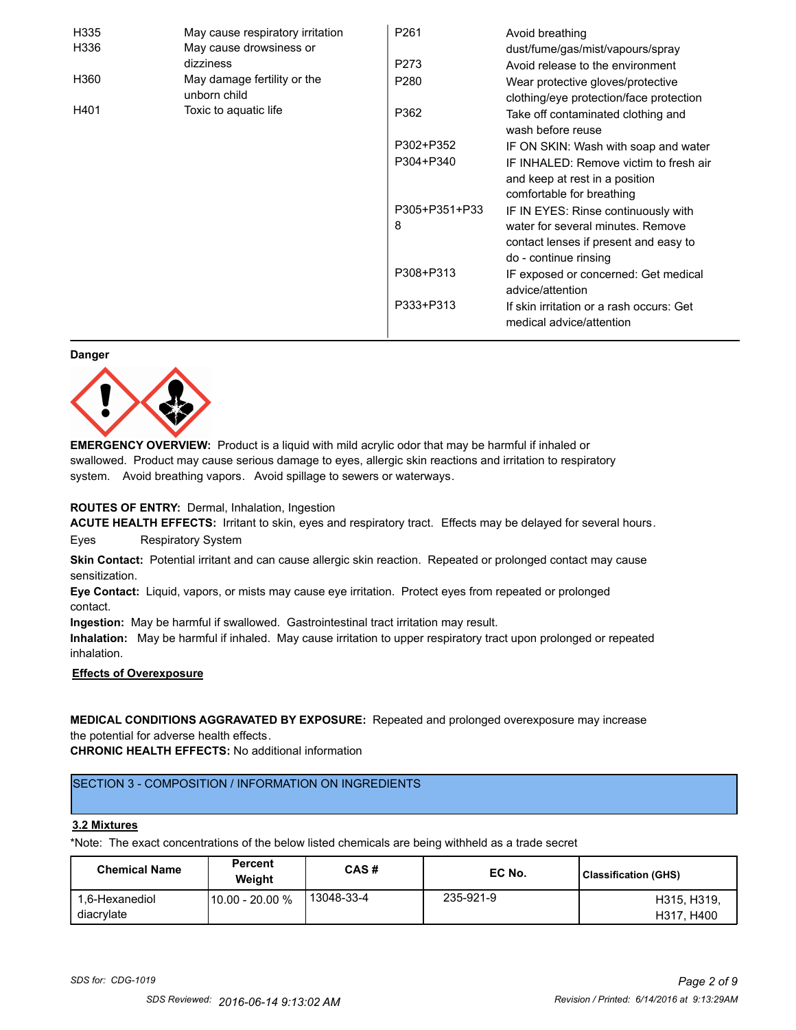| | | | |
|---|---|---|---|
| H335 | May cause respiratory irritation | P261 | Avoid breathing dust/fume/gas/mist/vapours/spray |
| H336 | May cause drowsiness or dizziness | P273 | Avoid release to the environment |
| H360 | May damage fertility or the unborn child | P280 | Wear protective gloves/protective clothing/eye protection/face protection |
| H401 | Toxic to aquatic life | P362 | Take off contaminated clothing and wash before reuse |
| | | P302+P352 | IF ON SKIN: Wash with soap and water |
| | | P304+P340 | IF INHALED: Remove victim to fresh air and keep at rest in a position comfortable for breathing |
| | | P305+P351+P338 | IF IN EYES: Rinse continuously with water for several minutes. Remove contact lenses if present and easy to do - continue rinsing |
| | | P308+P313 | IF exposed or concerned: Get medical advice/attention |
| | | P333+P313 | If skin irritation or a rash occurs: Get medical advice/attention |

**Danger**

**EMERGENCY OVERVIEW:** Product is a liquid with mild acrylic odor that may be harmful if inhaled or swallowed. Product may cause serious damage to eyes, allergic skin reactions and irritation to respiratory system. Avoid breathing vapors. Avoid spillage to sewers or waterways.

**ROUTES OF ENTRY:** Dermal, Inhalation, Ingestion

**ACUTE HEALTH EFFECTS:** Irritant to skin, eyes and respiratory tract. Effects may be delayed for several hours.

Eyes Respiratory System

**Skin Contact:** Potential irritant and can cause allergic skin reaction. Repeated or prolonged contact may cause sensitization.

**Eye Contact:** Liquid, vapors, or mists may cause eye irritation. Protect eyes from repeated or prolonged contact.

**Ingestion:** May be harmful if swallowed. Gastrointestinal tract irritation may result.

**Inhalation:** May be harmful if inhaled. May cause irritation to upper respiratory tract upon prolonged or repeated inhalation.

**Effects of Overexposure**

**MEDICAL CONDITIONS AGGRAVATED BY EXPOSURE:** Repeated and prolonged overexposure may increase the potential for adverse health effects.

**CHRONIC HEALTH EFFECTS:** No additional information

## SECTION 3 - COMPOSITION / INFORMATION ON INGREDIENTS

### 3.2 Mixtures

*Note: The exact concentrations of the below listed chemicals are being withheld as a trade secret

| Chemical Name | Percent Weight | CAS # | EC No. | Classification (GHS) |
|---|---|---|---|---|
| 1,6-Hexanediol diacrylate | 10.00 - 20.00 % | 13048-33-4 | 235-921-9 | H315, H319, H317, H400 |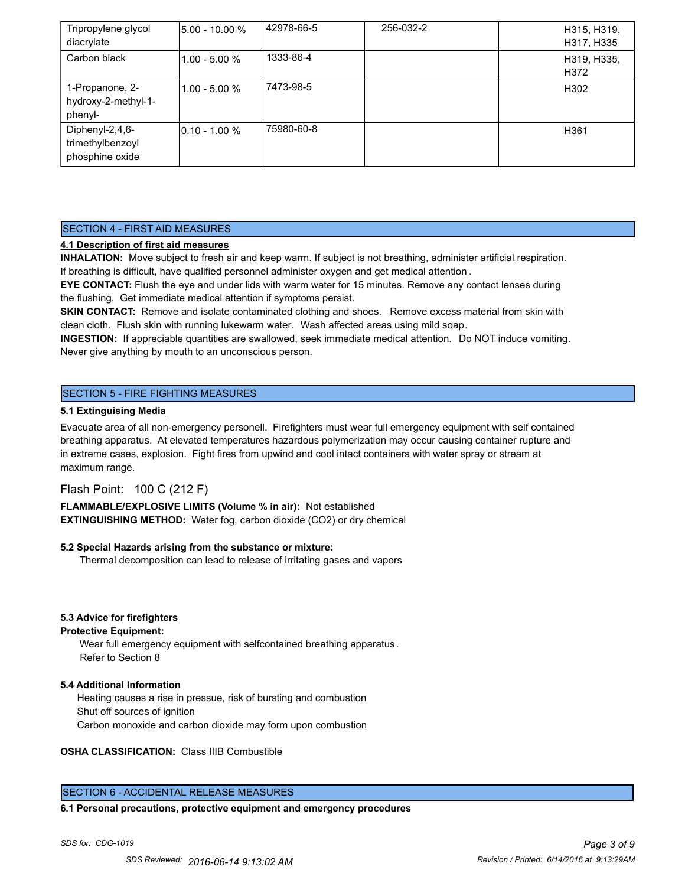| | | | | |
|---|---|---|---|---|
| Tripropylene glycol diacrylate | 5.00 - 10.00 % | 42978-66-5 | 256-032-2 | H315, H319, H317, H335 |
| Carbon black | 1.00 - 5.00 % | 1333-86-4 | | H319, H335, H372 |
| 1-Propanone, 2-hydroxy-2-methyl-1-phenyl- | 1.00 - 5.00 % | 7473-98-5 | | H302 |
| Diphenyl-2,4,6-trimethylbenzoyl phosphine oxide | 0.10 - 1.00 % | 75980-60-8 | | H361 |

## SECTION 4 - FIRST AID MEASURES

**4.1 Description of first aid measures**

**INHALATION:** Move subject to fresh air and keep warm. If subject is not breathing, administer artificial respiration. If breathing is difficult, have qualified personnel administer oxygen and get medical attention.

**EYE CONTACT:** Flush the eye and under lids with warm water for 15 minutes. Remove any contact lenses during the flushing. Get immediate medical attention if symptoms persist.

**SKIN CONTACT:** Remove and isolate contaminated clothing and shoes. Remove excess material from skin with clean cloth. Flush skin with running lukewarm water. Wash affected areas using mild soap.

**INGESTION:** If appreciable quantities are swallowed, seek immediate medical attention. Do NOT induce vomiting. Never give anything by mouth to an unconscious person.

## SECTION 5 - FIRE FIGHTING MEASURES

**5.1 Extinguising Media**

Evacuate area of all non-emergency personell. Firefighters must wear full emergency equipment with self contained breathing apparatus. At elevated temperatures hazardous polymerization may occur causing container rupture and in extreme cases, explosion. Fight fires from upwind and cool intact containers with water spray or stream at maximum range.

Flash Point: 100 C (212 F)

**FLAMMABLE/EXPLOSIVE LIMITS (Volume % in air):** Not established

**EXTINGUISHING METHOD:** Water fog, carbon dioxide ($CO_2$) or dry chemical

**5.2 Special Hazards arising from the substance or mixture:**

Thermal decomposition can lead to release of irritating gases and vapors

**5.3 Advice for firefighters**

**Protective Equipment:**

Wear full emergency equipment with selfcontained breathing apparatus.
Refer to Section 8

**5.4 Additional Information**

Heating causes a rise in pressue, risk of bursting and combustion
Shut off sources of ignition
Carbon monoxide and carbon dioxide may form upon combustion

**OSHA CLASSIFICATION:** Class IIIB Combustible

## SECTION 6 - ACCIDENTAL RELEASE MEASURES

**6.1 Personal precautions, protective equipment and emergency procedures**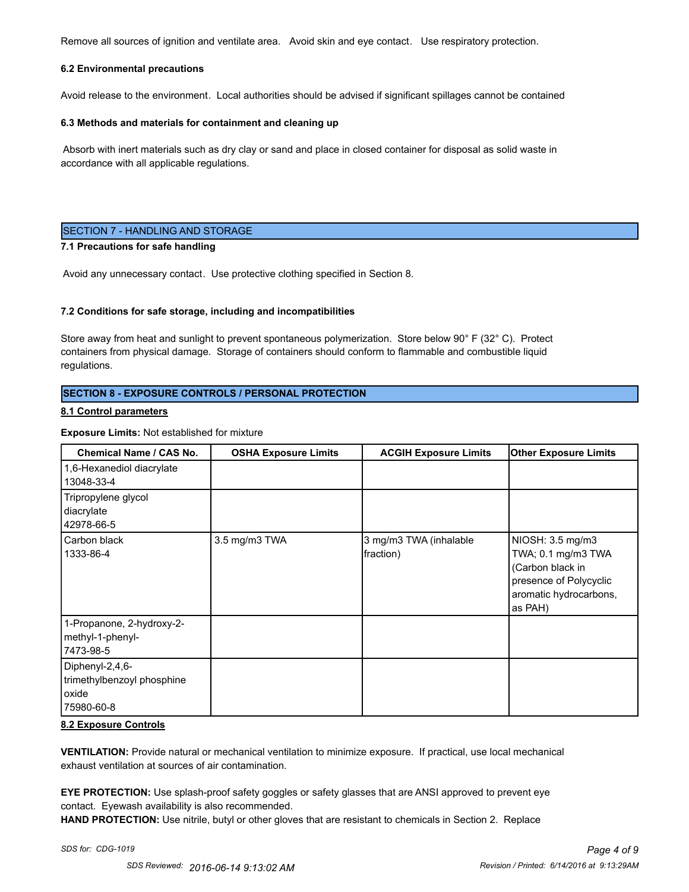Remove all sources of ignition and ventilate area.   Avoid skin and eye contact.   Use respiratory protection.

**6.2 Environmental precautions**

Avoid release to the environment.  Local authorities should be advised if significant spillages cannot be contained

**6.3 Methods and materials for containment and cleaning up**

Absorb with inert materials such as dry clay or sand and place in closed container for disposal as solid waste in accordance with all applicable regulations.

## SECTION 7 - HANDLING AND STORAGE

**7.1 Precautions for safe handling**

Avoid any unnecessary contact.  Use protective clothing specified in Section 8.

**7.2 Conditions for safe storage, including and incompatibilities**

Store away from heat and sunlight to prevent spontaneous polymerization.  Store below 90° F (32° C).  Protect containers from physical damage.  Storage of containers should conform to flammable and combustible liquid regulations.

## SECTION 8 - EXPOSURE CONTROLS / PERSONAL PROTECTION

**8.1 Control parameters**

**Exposure Limits:** Not established for mixture

| Chemical Name / CAS No. | OSHA Exposure Limits | ACGIH Exposure Limits | Other Exposure Limits |
|---|---|---|---|
| 1,6-Hexanediol diacrylate 13048-33-4 | | | |
| Tripropylene glycol diacrylate 42978-66-5 | | | |
| Carbon black 1333-86-4 | 3.5 mg/m3 TWA | 3 mg/m3 TWA (inhalable fraction) | NIOSH: 3.5 mg/m3 TWA; 0.1 mg/m3 TWA (Carbon black in presence of Polycyclic aromatic hydrocarbons, as PAH) |
| 1-Propanone, 2-hydroxy-2-methyl-1-phenyl- 7473-98-5 | | | |
| Diphenyl-2,4,6-trimethylbenzoyl phosphine oxide 75980-60-8 | | | |

**8.2 Exposure Controls**

**VENTILATION:** Provide natural or mechanical ventilation to minimize exposure.  If practical, use local mechanical exhaust ventilation at sources of air contamination.

**EYE PROTECTION:** Use splash-proof safety goggles or safety glasses that are ANSI approved to prevent eye contact.  Eyewash availability is also recommended.
**HAND PROTECTION:** Use nitrile, butyl or other gloves that are resistant to chemicals in Section 2.  Replace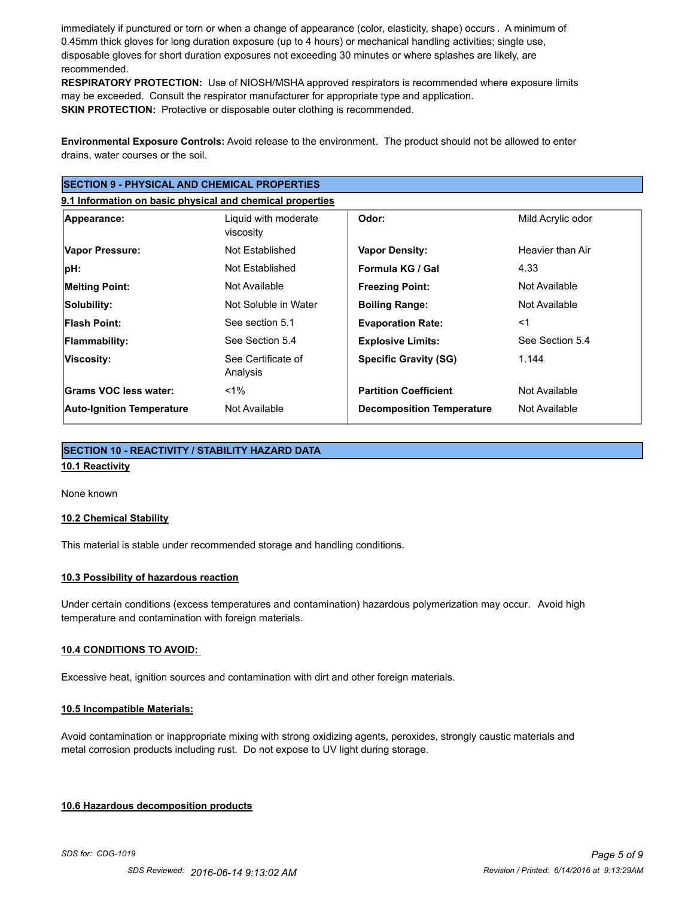immediately if punctured or torn or when a change of appearance (color, elasticity, shape) occurs . A minimum of 0.45mm thick gloves for long duration exposure (up to 4 hours) or mechanical handling activities; single use, disposable gloves for short duration exposures not exceeding 30 minutes or where splashes are likely, are recommended.

**RESPIRATORY PROTECTION:** Use of NIOSH/MSHA approved respirators is recommended where exposure limits may be exceeded. Consult the respirator manufacturer for appropriate type and application.

**SKIN PROTECTION:** Protective or disposable outer clothing is recommended.

**Environmental Exposure Controls:** Avoid release to the environment. The product should not be allowed to enter drains, water courses or the soil.

## SECTION 9 - PHYSICAL AND CHEMICAL PROPERTIES

### 9.1 Information on basic physical and chemical properties

| | | | |
|---|---|---|---|
| **Appearance:** | Liquid with moderate viscosity | **Odor:** | Mild Acrylic odor |
| **Vapor Pressure:** | Not Established | **Vapor Density:** | Heavier than Air |
| **pH:** | Not Established | **Formula KG / Gal** | 4.33 |
| **Melting Point:** | Not Available | **Freezing Point:** | Not Available |
| **Solubility:** | Not Soluble in Water | **Boiling Range:** | Not Available |
| **Flash Point:** | See section 5.1 | **Evaporation Rate:** | <1 |
| **Flammability:** | See Section 5.4 | **Explosive Limits:** | See Section 5.4 |
| **Viscosity:** | See Certificate of Analysis | **Specific Gravity (SG)** | 1.144 |
| **Grams VOC less water:** | <1% | **Partition Coefficient** | Not Available |
| **Auto-Ignition Temperature** | Not Available | **Decomposition Temperature** | Not Available |

## SECTION 10 - REACTIVITY / STABILITY HAZARD DATA

### 10.1 Reactivity

None known

### 10.2 Chemical Stability

This material is stable under recommended storage and handling conditions.

### 10.3 Possibility of hazardous reaction

Under certain conditions (excess temperatures and contamination) hazardous polymerization may occur. Avoid high temperature and contamination with foreign materials.

### 10.4 CONDITIONS TO AVOID:

Excessive heat, ignition sources and contamination with dirt and other foreign materials.

### 10.5 Incompatible Materials:

Avoid contamination or inappropriate mixing with strong oxidizing agents, peroxides, strongly caustic materials and metal corrosion products including rust. Do not expose to UV light during storage.

### 10.6 Hazardous decomposition products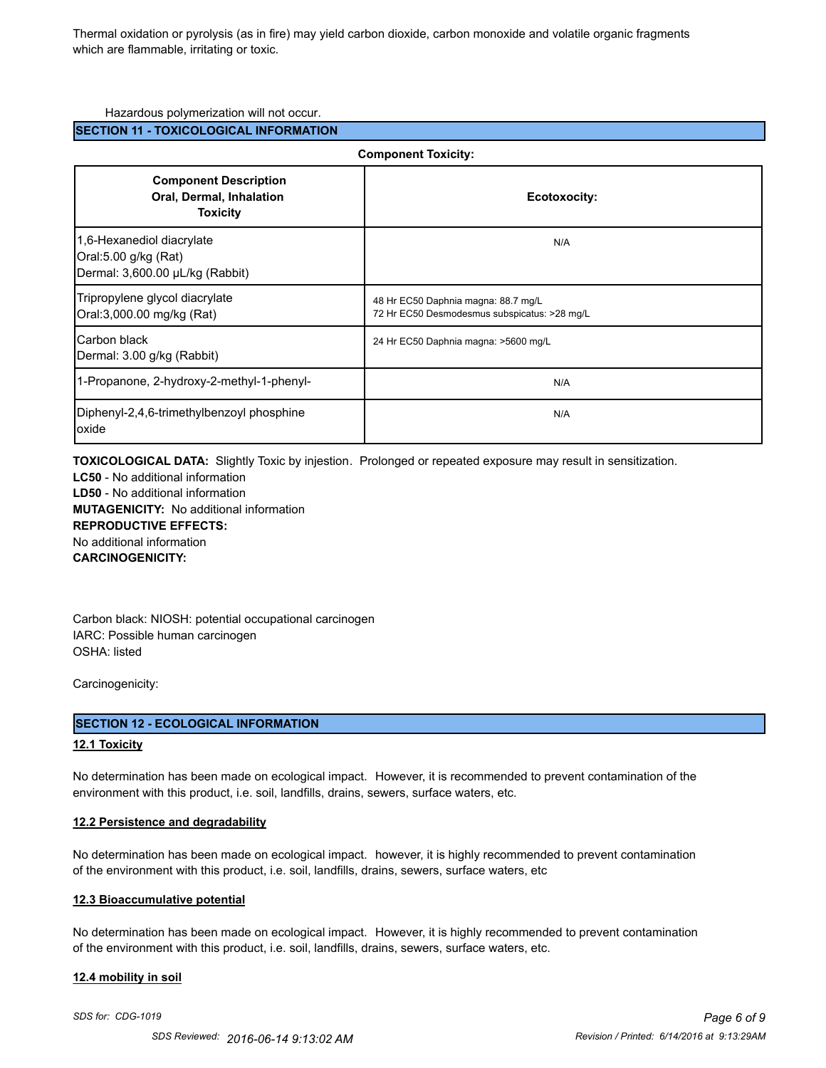Thermal oxidation or pyrolysis (as in fire) may yield carbon dioxide, carbon monoxide and volatile organic fragments which are flammable, irritating or toxic.

Hazardous polymerization will not occur.

## SECTION 11 - TOXICOLOGICAL INFORMATION

**Component Toxicity:**

| **Component Description Oral, Dermal, Inhalation Toxicity** | **Ecotoxocity:** |
|---|---|
| 1,6-Hexanediol diacrylate<br>Oral:5.00 g/kg (Rat)<br>Dermal: 3,600.00 µL/kg (Rabbit) | N/A |
| Tripropylene glycol diacrylate<br>Oral:3,000.00 mg/kg (Rat) | 48 Hr EC50 Daphnia magna: 88.7 mg/L<br>72 Hr EC50 Desmodesmus subspicatus: >28 mg/L |
| Carbon black<br>Dermal: 3.00 g/kg (Rabbit) | 24 Hr EC50 Daphnia magna: >5600 mg/L |
| 1-Propanone, 2-hydroxy-2-methyl-1-phenyl- | N/A |
| Diphenyl-2,4,6-trimethylbenzoyl phosphine oxide | N/A |

**TOXICOLOGICAL DATA:** Slightly Toxic by injestion. Prolonged or repeated exposure may result in sensitization.

**LC50** - No additional information

**LD50** - No additional information

**MUTAGENICITY:** No additional information

**REPRODUCTIVE EFFECTS:**

No additional information

**CARCINOGENICITY:**

Carbon black: NIOSH: potential occupational carcinogen
IARC: Possible human carcinogen
OSHA: listed

Carcinogenicity:

## SECTION 12 - ECOLOGICAL INFORMATION

### 12.1 Toxicity

No determination has been made on ecological impact. However, it is recommended to prevent contamination of the environment with this product, i.e. soil, landfills, drains, sewers, surface waters, etc.

### 12.2 Persistence and degradability

No determination has been made on ecological impact. however, it is highly recommended to prevent contamination of the environment with this product, i.e. soil, landfills, drains, sewers, surface waters, etc

### 12.3 Bioaccumulative potential

No determination has been made on ecological impact. However, it is highly recommended to prevent contamination of the environment with this product, i.e. soil, landfills, drains, sewers, surface waters, etc.

### 12.4 mobility in soil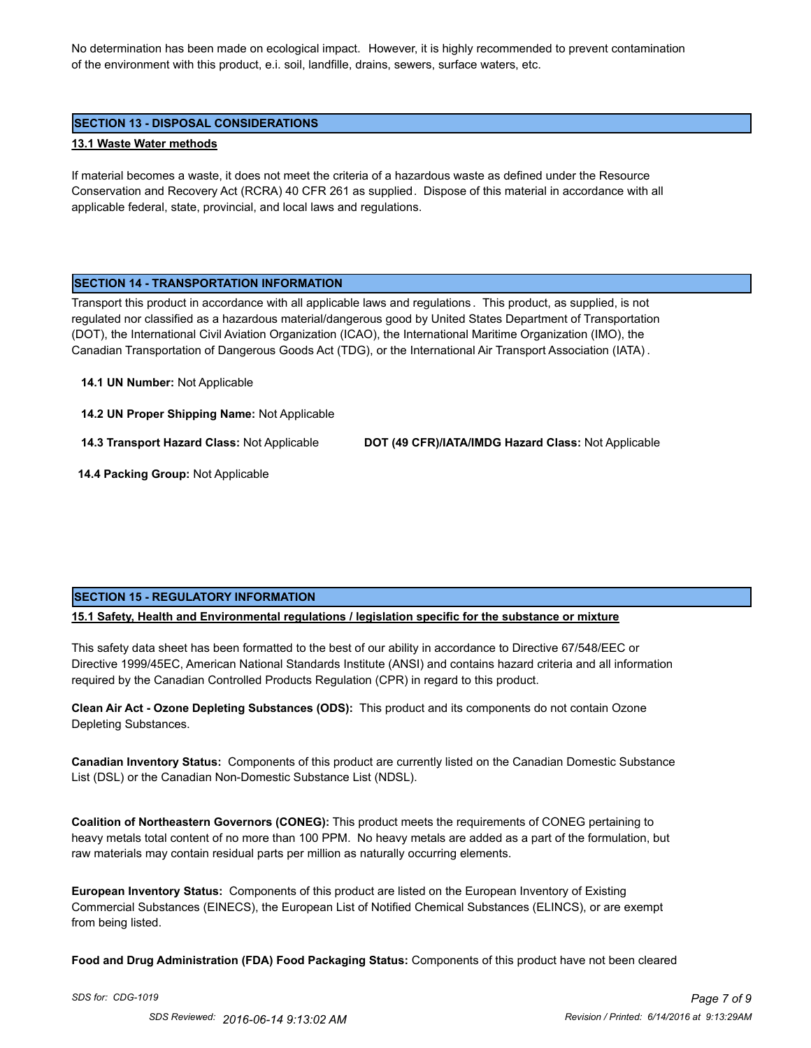No determination has been made on ecological impact. However, it is highly recommended to prevent contamination of the environment with this product, e.i. soil, landfille, drains, sewers, surface waters, etc.

## SECTION 13 - DISPOSAL CONSIDERATIONS

**13.1 Waste Water methods**

If material becomes a waste, it does not meet the criteria of a hazardous waste as defined under the Resource Conservation and Recovery Act (RCRA) 40 CFR 261 as supplied. Dispose of this material in accordance with all applicable federal, state, provincial, and local laws and regulations.

## SECTION 14 - TRANSPORTATION INFORMATION

Transport this product in accordance with all applicable laws and regulations. This product, as supplied, is not regulated nor classified as a hazardous material/dangerous good by United States Department of Transportation (DOT), the International Civil Aviation Organization (ICAO), the International Maritime Organization (IMO), the Canadian Transportation of Dangerous Goods Act (TDG), or the International Air Transport Association (IATA).

**14.1 UN Number:** Not Applicable

**14.2 UN Proper Shipping Name:** Not Applicable

**14.3 Transport Hazard Class:** Not Applicable **DOT (49 CFR)/IATA/IMDG Hazard Class:** Not Applicable

**14.4 Packing Group:** Not Applicable

## SECTION 15 - REGULATORY INFORMATION

**15.1 Safety, Health and Environmental regulations / legislation specific for the substance or mixture**

This safety data sheet has been formatted to the best of our ability in accordance to Directive 67/548/EEC or Directive 1999/45EC, American National Standards Institute (ANSI) and contains hazard criteria and all information required by the Canadian Controlled Products Regulation (CPR) in regard to this product.

**Clean Air Act - Ozone Depleting Substances (ODS):** This product and its components do not contain Ozone Depleting Substances.

**Canadian Inventory Status:** Components of this product are currently listed on the Canadian Domestic Substance List (DSL) or the Canadian Non-Domestic Substance List (NDSL).

**Coalition of Northeastern Governors (CONEG):** This product meets the requirements of CONEG pertaining to heavy metals total content of no more than 100 PPM. No heavy metals are added as a part of the formulation, but raw materials may contain residual parts per million as naturally occurring elements.

**European Inventory Status:** Components of this product are listed on the European Inventory of Existing Commercial Substances (EINECS), the European List of Notified Chemical Substances (ELINCS), or are exempt from being listed.

**Food and Drug Administration (FDA) Food Packaging Status:** Components of this product have not been cleared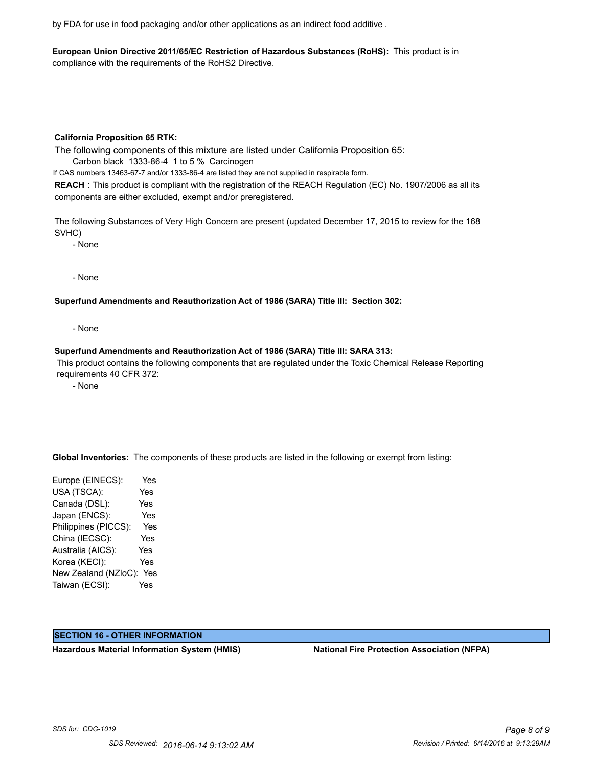by FDA for use in food packaging and/or other applications as an indirect food additive .

**European Union Directive 2011/65/EC Restriction of Hazardous Substances (RoHS):** This product is in compliance with the requirements of the RoHS2 Directive.

**California Proposition 65 RTK:**

The following components of this mixture are listed under California Proposition 65:

Carbon black 1333-86-4 1 to 5 % Carcinogen

If CAS numbers 13463-67-7 and/or 1333-86-4 are listed they are not supplied in respirable form.

**REACH** : This product is compliant with the registration of the REACH Regulation (EC) No. 1907/2006 as all its components are either excluded, exempt and/or preregistered.

The following Substances of Very High Concern are present (updated December 17, 2015 to review for the 168 SVHC)

- None

- None

**Superfund Amendments and Reauthorization Act of 1986 (SARA) Title III: Section 302:**

- None

**Superfund Amendments and Reauthorization Act of 1986 (SARA) Title III: SARA 313:**

This product contains the following components that are regulated under the Toxic Chemical Release Reporting requirements 40 CFR 372:

- None

**Global Inventories:** The components of these products are listed in the following or exempt from listing:

| | |
|---|---|
| Europe (EINECS): | Yes |
| USA (TSCA): | Yes |
| Canada (DSL): | Yes |
| Japan (ENCS): | Yes |
| Philippines (PICCS): | Yes |
| China (IECSC): | Yes |
| Australia (AICS): | Yes |
| Korea (KECI): | Yes |
| New Zealand (NZloC): | Yes |
| Taiwan (ECSI): | Yes |

## SECTION 16 - OTHER INFORMATION

**Hazardous Material Information System (HMIS)**

**National Fire Protection Association (NFPA)**

*SDS for: CDG-1019*

*SDS Reviewed: 2016-06-14 9:13:02 AM*

*Revision / Printed: 6/14/2016 at 9:13:29AM*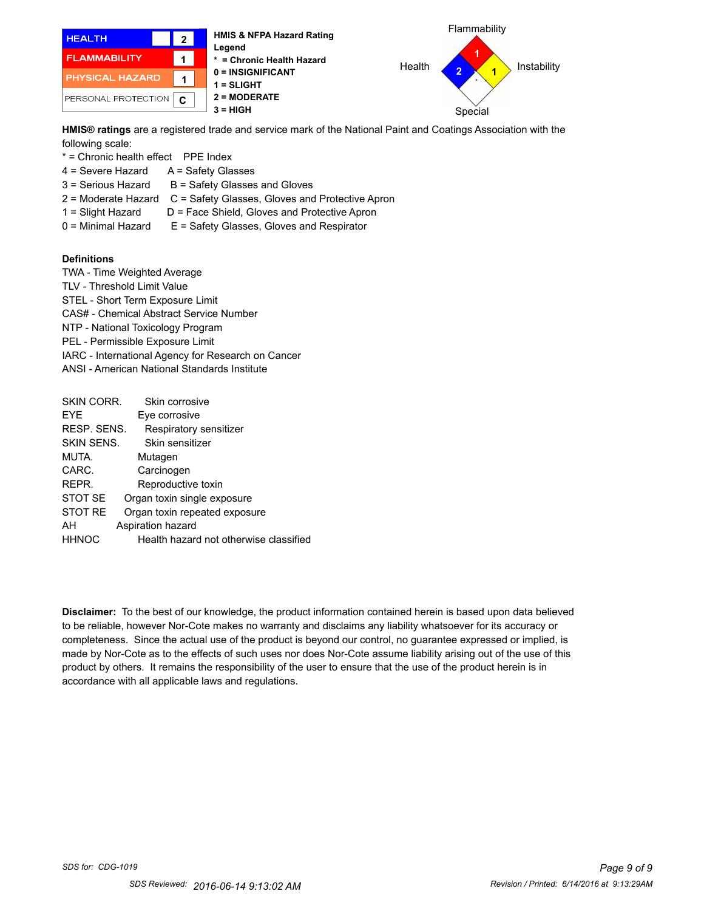| HEALTH | | 2 |
|---|---|---|
| FLAMMABILITY | | 1 |
| PHYSICAL HAZARD | | 1 |
| PERSONAL PROTECTION | | C |

**HMIS & NFPA Hazard Rating Legend**
**\* = Chronic Health Hazard**
**0 = INSIGNIFICANT**
**1 = SLIGHT**
**2 = MODERATE**
**3 = HIGH**

Flammability
1
Health
2
Instability
1
Special

**HMIS® ratings** are a registered trade and service mark of the National Paint and Coatings Association with the following scale:

| | |
|---|---|
| * = Chronic health effect | PPE Index |
| 4 = Severe Hazard | A = Safety Glasses |
| 3 = Serious Hazard | B = Safety Glasses and Gloves |
| 2 = Moderate Hazard | C = Safety Glasses, Gloves and Protective Apron |
| 1 = Slight Hazard | D = Face Shield, Gloves and Protective Apron |
| 0 = Minimal Hazard | E = Safety Glasses, Gloves and Respirator |

**Definitions**

TWA - Time Weighted Average
TLV - Threshold Limit Value
STEL - Short Term Exposure Limit
CAS# - Chemical Abstract Service Number
NTP - National Toxicology Program
PEL - Permissible Exposure Limit
IARC - International Agency for Research on Cancer
ANSI - American National Standards Institute

| | |
|---|---|
| SKIN CORR. | Skin corrosive |
| EYE | Eye corrosive |
| RESP. SENS. | Respiratory sensitizer |
| SKIN SENS. | Skin sensitizer |
| MUTA. | Mutagen |
| CARC. | Carcinogen |
| REPR. | Reproductive toxin |
| STOT SE | Organ toxin single exposure |
| STOT RE | Organ toxin repeated exposure |
| AH | Aspiration hazard |
| HHNOC | Health hazard not otherwise classified |

**Disclaimer:** To the best of our knowledge, the product information contained herein is based upon data believed to be reliable, however Nor-Cote makes no warranty and disclaims any liability whatsoever for its accuracy or completeness. Since the actual use of the product is beyond our control, no guarantee expressed or implied, is made by Nor-Cote as to the effects of such uses nor does Nor-Cote assume liability arising out of the use of this product by others. It remains the responsibility of the user to ensure that the use of the product herein is in accordance with all applicable laws and regulations.

*SDS for: CDG-1019*

SDS Reviewed: 2016-06-14 9:13:02 AM

*Revision / Printed: 6/14/2016 at 9:13:29AM*